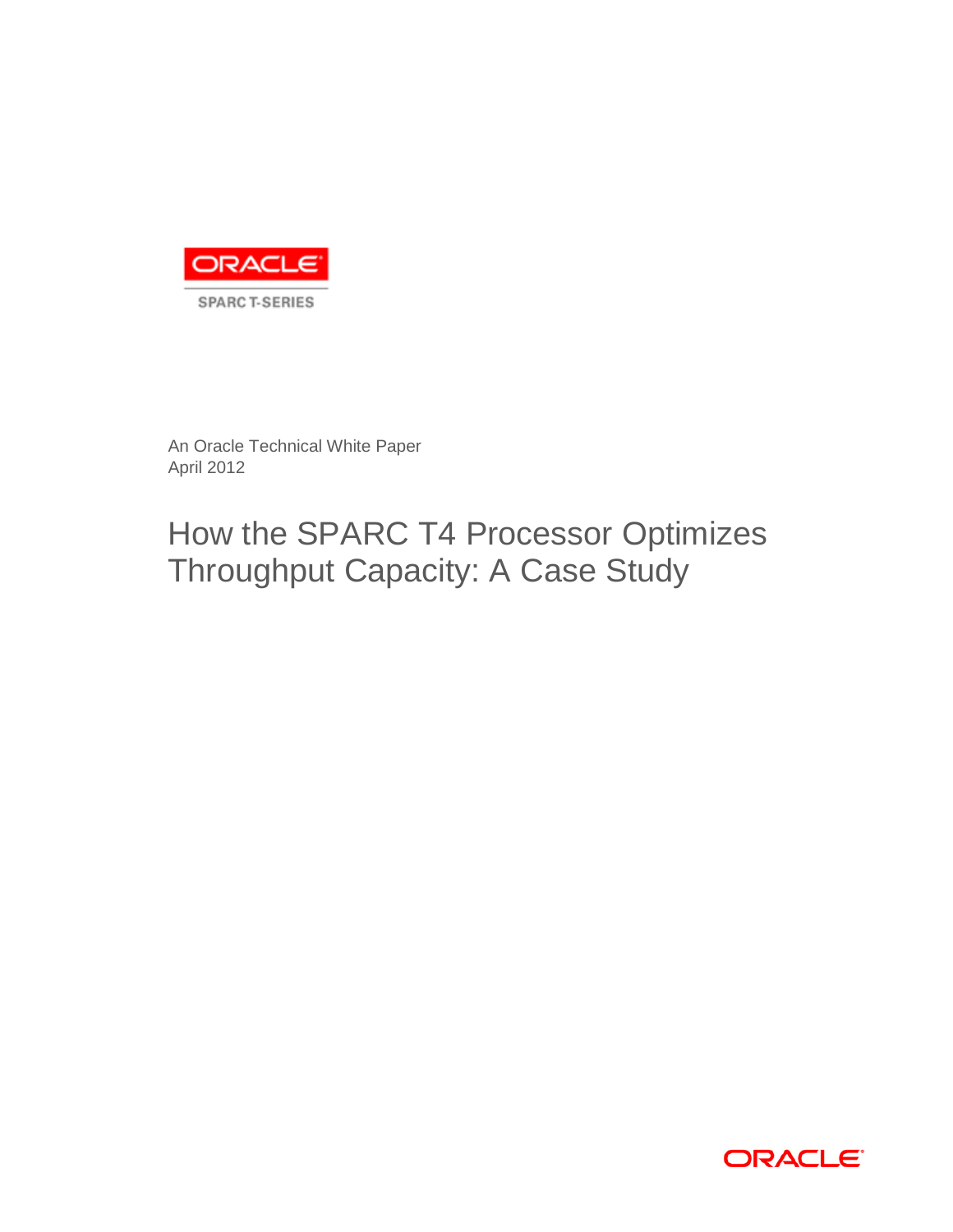ORACLE

SPARC T-SERIES

An Oracle Technical White Paper
April 2012

# How the SPARC T4 Processor Optimizes Throughput Capacity: A Case Study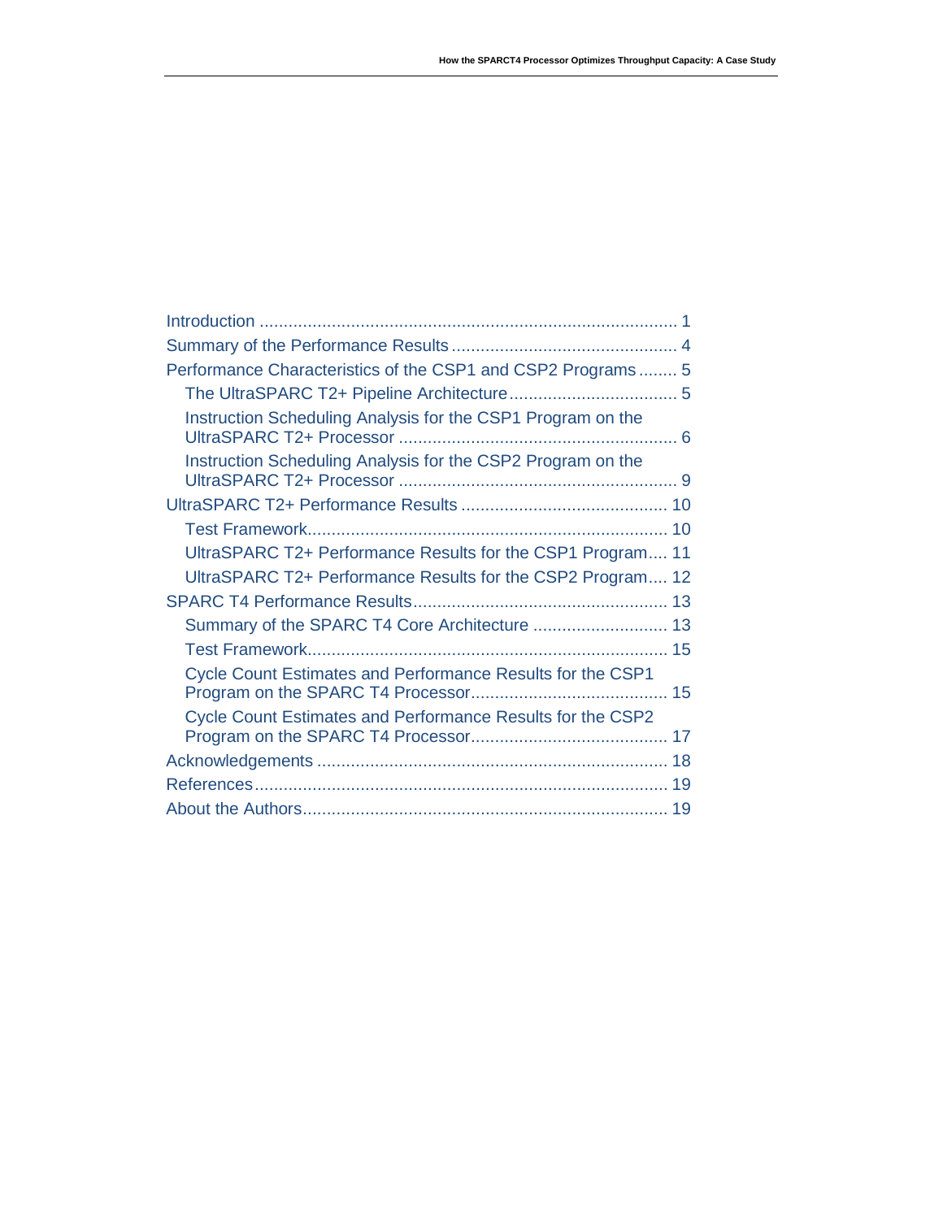- Introduction ........ 1
- Summary of the Performance Results ........ 4
- Performance Characteristics of the CSP1 and CSP2 Programs ........ 5
  - The UltraSPARC T2+ Pipeline Architecture ........ 5
  - Instruction Scheduling Analysis for the CSP1 Program on the UltraSPARC T2+ Processor ........ 6
  - Instruction Scheduling Analysis for the CSP2 Program on the UltraSPARC T2+ Processor ........ 9
- UltraSPARC T2+ Performance Results ........ 10
  - Test Framework ........ 10
  - UltraSPARC T2+ Performance Results for the CSP1 Program ........ 11
  - UltraSPARC T2+ Performance Results for the CSP2 Program ........ 12
- SPARC T4 Performance Results ........ 13
  - Summary of the SPARC T4 Core Architecture ........ 13
  - Test Framework ........ 15
  - Cycle Count Estimates and Performance Results for the CSP1 Program on the SPARC T4 Processor ........ 15
  - Cycle Count Estimates and Performance Results for the CSP2 Program on the SPARC T4 Processor ........ 17
- Acknowledgements ........ 18
- References ........ 19
- About the Authors ........ 19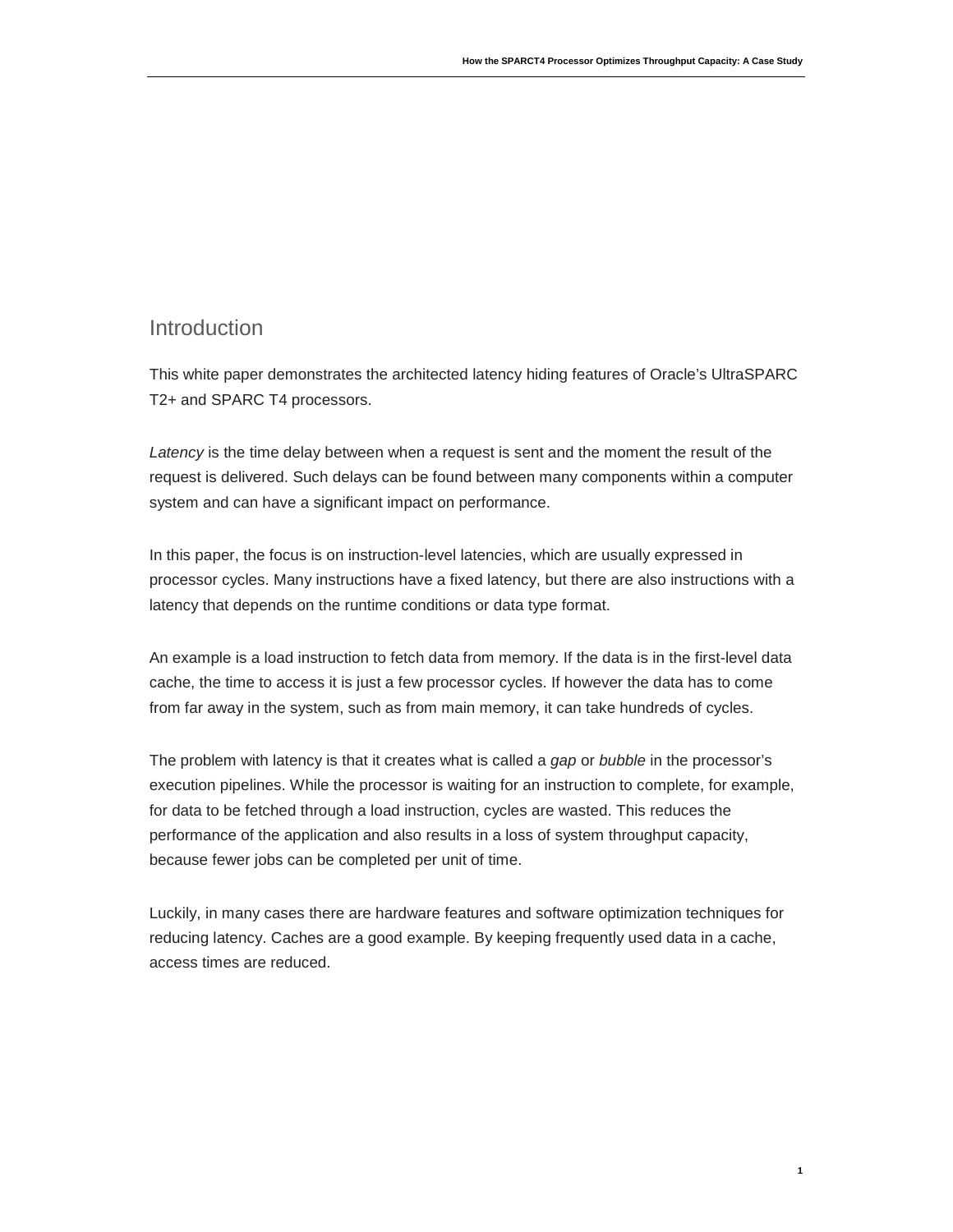## Introduction

This white paper demonstrates the architected latency hiding features of Oracle's UltraSPARC T2+ and SPARC T4 processors.

*Latency* is the time delay between when a request is sent and the moment the result of the request is delivered. Such delays can be found between many components within a computer system and can have a significant impact on performance.

In this paper, the focus is on instruction-level latencies, which are usually expressed in processor cycles. Many instructions have a fixed latency, but there are also instructions with a latency that depends on the runtime conditions or data type format.

An example is a load instruction to fetch data from memory. If the data is in the first-level data cache, the time to access it is just a few processor cycles. If however the data has to come from far away in the system, such as from main memory, it can take hundreds of cycles.

The problem with latency is that it creates what is called a *gap* or *bubble* in the processor's execution pipelines. While the processor is waiting for an instruction to complete, for example, for data to be fetched through a load instruction, cycles are wasted. This reduces the performance of the application and also results in a loss of system throughput capacity, because fewer jobs can be completed per unit of time.

Luckily, in many cases there are hardware features and software optimization techniques for reducing latency. Caches are a good example. By keeping frequently used data in a cache, access times are reduced.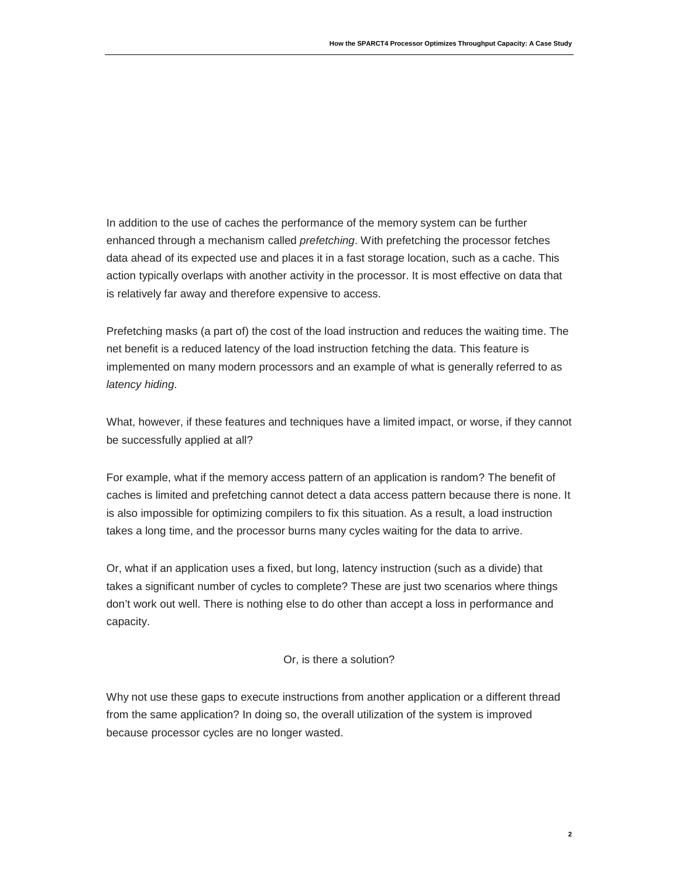In addition to the use of caches the performance of the memory system can be further enhanced through a mechanism called *prefetching*. With prefetching the processor fetches data ahead of its expected use and places it in a fast storage location, such as a cache. This action typically overlaps with another activity in the processor. It is most effective on data that is relatively far away and therefore expensive to access.

Prefetching masks (a part of) the cost of the load instruction and reduces the waiting time. The net benefit is a reduced latency of the load instruction fetching the data. This feature is implemented on many modern processors and an example of what is generally referred to as *latency hiding*.

What, however, if these features and techniques have a limited impact, or worse, if they cannot be successfully applied at all?

For example, what if the memory access pattern of an application is random? The benefit of caches is limited and prefetching cannot detect a data access pattern because there is none. It is also impossible for optimizing compilers to fix this situation. As a result, a load instruction takes a long time, and the processor burns many cycles waiting for the data to arrive.

Or, what if an application uses a fixed, but long, latency instruction (such as a divide) that takes a significant number of cycles to complete? These are just two scenarios where things don't work out well. There is nothing else to do other than accept a loss in performance and capacity.

Or, is there a solution?

Why not use these gaps to execute instructions from another application or a different thread from the same application? In doing so, the overall utilization of the system is improved because processor cycles are no longer wasted.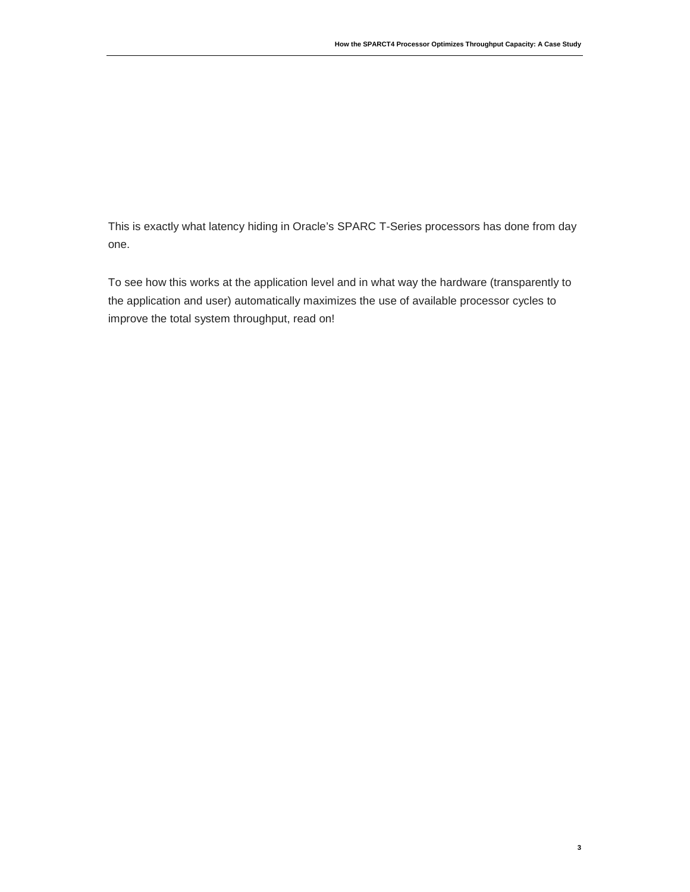This is exactly what latency hiding in Oracle's SPARC T-Series processors has done from day one.

To see how this works at the application level and in what way the hardware (transparently to the application and user) automatically maximizes the use of available processor cycles to improve the total system throughput, read on!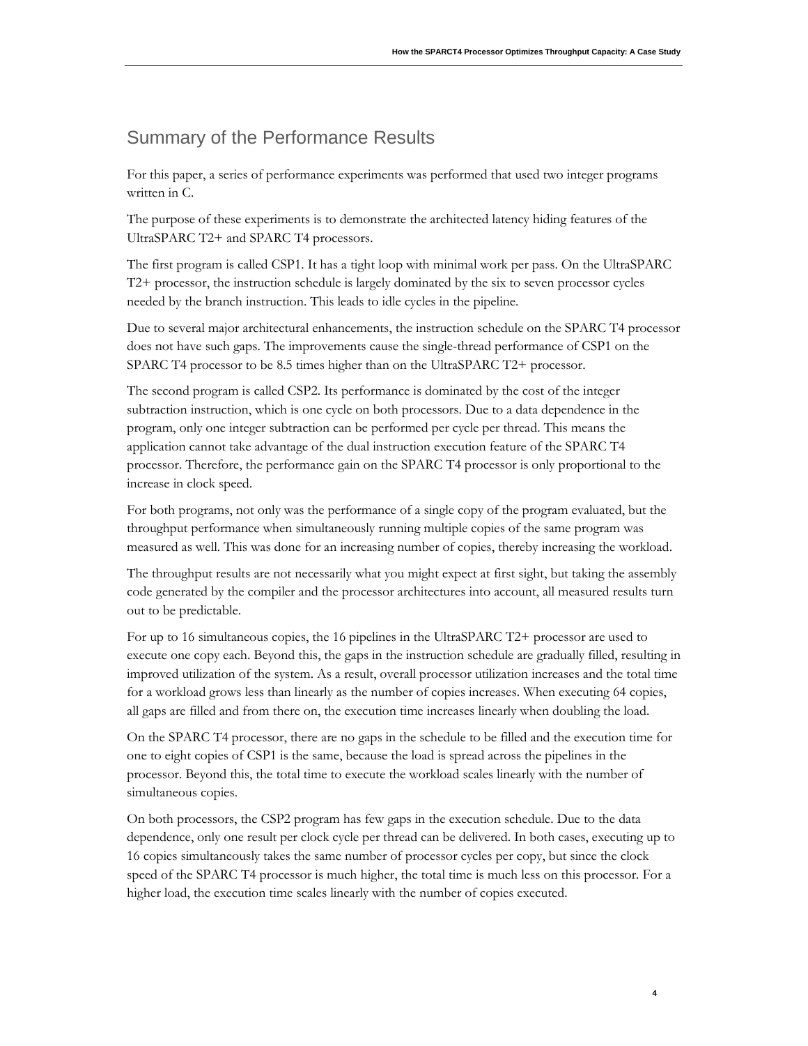## Summary of the Performance Results

For this paper, a series of performance experiments was performed that used two integer programs written in C.

The purpose of these experiments is to demonstrate the architected latency hiding features of the UltraSPARC T2+ and SPARC T4 processors.

The first program is called CSP1. It has a tight loop with minimal work per pass. On the UltraSPARC T2+ processor, the instruction schedule is largely dominated by the six to seven processor cycles needed by the branch instruction. This leads to idle cycles in the pipeline.

Due to several major architectural enhancements, the instruction schedule on the SPARC T4 processor does not have such gaps. The improvements cause the single-thread performance of CSP1 on the SPARC T4 processor to be 8.5 times higher than on the UltraSPARC T2+ processor.

The second program is called CSP2. Its performance is dominated by the cost of the integer subtraction instruction, which is one cycle on both processors. Due to a data dependence in the program, only one integer subtraction can be performed per cycle per thread. This means the application cannot take advantage of the dual instruction execution feature of the SPARC T4 processor. Therefore, the performance gain on the SPARC T4 processor is only proportional to the increase in clock speed.

For both programs, not only was the performance of a single copy of the program evaluated, but the throughput performance when simultaneously running multiple copies of the same program was measured as well. This was done for an increasing number of copies, thereby increasing the workload.

The throughput results are not necessarily what you might expect at first sight, but taking the assembly code generated by the compiler and the processor architectures into account, all measured results turn out to be predictable.

For up to 16 simultaneous copies, the 16 pipelines in the UltraSPARC T2+ processor are used to execute one copy each. Beyond this, the gaps in the instruction schedule are gradually filled, resulting in improved utilization of the system. As a result, overall processor utilization increases and the total time for a workload grows less than linearly as the number of copies increases. When executing 64 copies, all gaps are filled and from there on, the execution time increases linearly when doubling the load.

On the SPARC T4 processor, there are no gaps in the schedule to be filled and the execution time for one to eight copies of CSP1 is the same, because the load is spread across the pipelines in the processor. Beyond this, the total time to execute the workload scales linearly with the number of simultaneous copies.

On both processors, the CSP2 program has few gaps in the execution schedule. Due to the data dependence, only one result per clock cycle per thread can be delivered. In both cases, executing up to 16 copies simultaneously takes the same number of processor cycles per copy, but since the clock speed of the SPARC T4 processor is much higher, the total time is much less on this processor. For a higher load, the execution time scales linearly with the number of copies executed.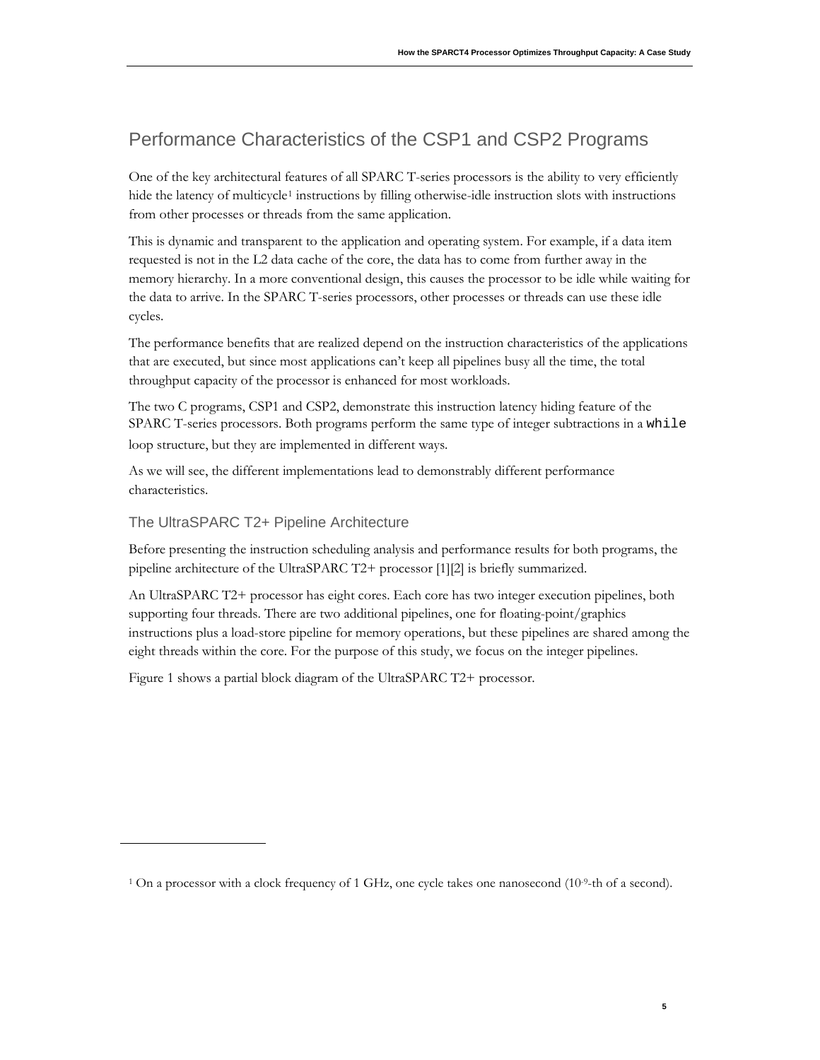## Performance Characteristics of the CSP1 and CSP2 Programs

One of the key architectural features of all SPARC T-series processors is the ability to very efficiently hide the latency of multicycle[1] instructions by filling otherwise-idle instruction slots with instructions from other processes or threads from the same application.

This is dynamic and transparent to the application and operating system. For example, if a data item requested is not in the L2 data cache of the core, the data has to come from further away in the memory hierarchy. In a more conventional design, this causes the processor to be idle while waiting for the data to arrive. In the SPARC T-series processors, other processes or threads can use these idle cycles.

The performance benefits that are realized depend on the instruction characteristics of the applications that are executed, but since most applications can't keep all pipelines busy all the time, the total throughput capacity of the processor is enhanced for most workloads.

The two C programs, CSP1 and CSP2, demonstrate this instruction latency hiding feature of the SPARC T-series processors. Both programs perform the same type of integer subtractions in a `while` loop structure, but they are implemented in different ways.

As we will see, the different implementations lead to demonstrably different performance characteristics.

### The UltraSPARC T2+ Pipeline Architecture

Before presenting the instruction scheduling analysis and performance results for both programs, the pipeline architecture of the UltraSPARC T2+ processor [1][2] is briefly summarized.

An UltraSPARC T2+ processor has eight cores. Each core has two integer execution pipelines, both supporting four threads. There are two additional pipelines, one for floating-point/graphics instructions plus a load-store pipeline for memory operations, but these pipelines are shared among the eight threads within the core. For the purpose of this study, we focus on the integer pipelines.

Figure 1 shows a partial block diagram of the UltraSPARC T2+ processor.

---

[1] On a processor with a clock frequency of 1 GHz, one cycle takes one nanosecond ($10^{-9}$-th of a second).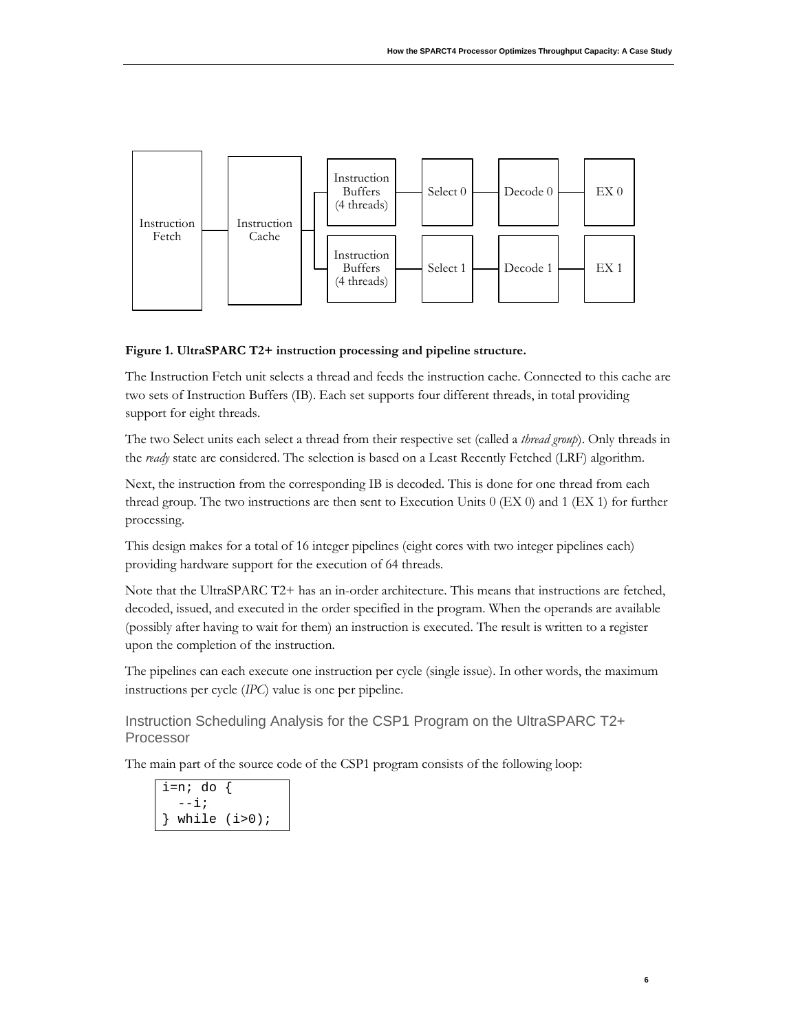**Figure 1. UltraSPARC T2+ instruction processing and pipeline structure.**

The Instruction Fetch unit selects a thread and feeds the instruction cache. Connected to this cache are two sets of Instruction Buffers (IB). Each set supports four different threads, in total providing support for eight threads.

The two Select units each select a thread from their respective set (called a *thread group*). Only threads in the *ready* state are considered. The selection is based on a Least Recently Fetched (LRF) algorithm.

Next, the instruction from the corresponding IB is decoded. This is done for one thread from each thread group. The two instructions are then sent to Execution Units 0 (EX 0) and 1 (EX 1) for further processing.

This design makes for a total of 16 integer pipelines (eight cores with two integer pipelines each) providing hardware support for the execution of 64 threads.

Note that the UltraSPARC T2+ has an in-order architecture. This means that instructions are fetched, decoded, issued, and executed in the order specified in the program. When the operands are available (possibly after having to wait for them) an instruction is executed. The result is written to a register upon the completion of the instruction.

The pipelines can each execute one instruction per cycle (single issue). In other words, the maximum instructions per cycle (*IPC*) value is one per pipeline.

## Instruction Scheduling Analysis for the CSP1 Program on the UltraSPARC T2+ Processor

The main part of the source code of the CSP1 program consists of the following loop:

```
i=n; do {
  --i;
} while (i>0);
```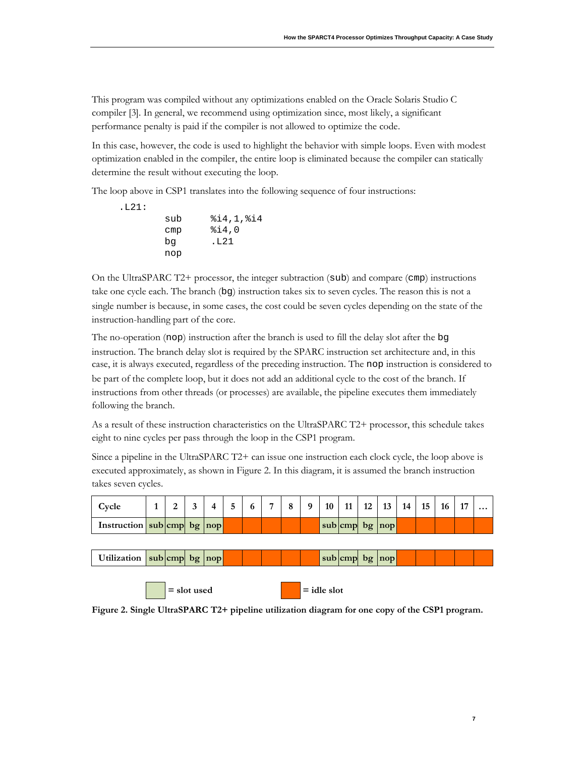This program was compiled without any optimizations enabled on the Oracle Solaris Studio C compiler [3]. In general, we recommend using optimization since, most likely, a significant performance penalty is paid if the compiler is not allowed to optimize the code.

In this case, however, the code is used to highlight the behavior with simple loops. Even with modest optimization enabled in the compiler, the entire loop is eliminated because the compiler can statically determine the result without executing the loop.

The loop above in CSP1 translates into the following sequence of four instructions:

```
.L21:
        sub     %i4,1,%i4
        cmp     %i4,0
        bg      .L21
        nop
```

On the UltraSPARC T2+ processor, the integer subtraction (`sub`) and compare (`cmp`) instructions take one cycle each. The branch (`bg`) instruction takes six to seven cycles. The reason this is not a single number is because, in some cases, the cost could be seven cycles depending on the state of the instruction-handling part of the core.

The no-operation (`nop`) instruction after the branch is used to fill the delay slot after the `bg` instruction. The branch delay slot is required by the SPARC instruction set architecture and, in this case, it is always executed, regardless of the preceding instruction. The `nop` instruction is considered to be part of the complete loop, but it does not add an additional cycle to the cost of the branch. If instructions from other threads (or processes) are available, the pipeline executes them immediately following the branch.

As a result of these instruction characteristics on the UltraSPARC T2+ processor, this schedule takes eight to nine cycles per pass through the loop in the CSP1 program.

Since a pipeline in the UltraSPARC T2+ can issue one instruction each clock cycle, the loop above is executed approximately, as shown in Figure 2. In this diagram, it is assumed the branch instruction takes seven cycles.

| Cycle | 1 | 2 | 3 | 4 | 5 | 6 | 7 | 8 | 9 | 10 | 11 | 12 | 13 | 14 | 15 | 16 | 17 | … |
|---|---|---|---|---|---|---|---|---|---|---|---|---|---|---|---|---|---|---|
| Instruction | sub | cmp | bg | nop | | | | | | sub | cmp | bg | nop | | | | | |

| Utilization | sub | cmp | bg | nop | | | | | | sub | cmp | bg | nop | | | | | |
|---|---|---|---|---|---|---|---|---|---|---|---|---|---|---|---|---|---|---|

= slot used    = idle slot

**Figure 2. Single UltraSPARC T2+ pipeline utilization diagram for one copy of the CSP1 program.**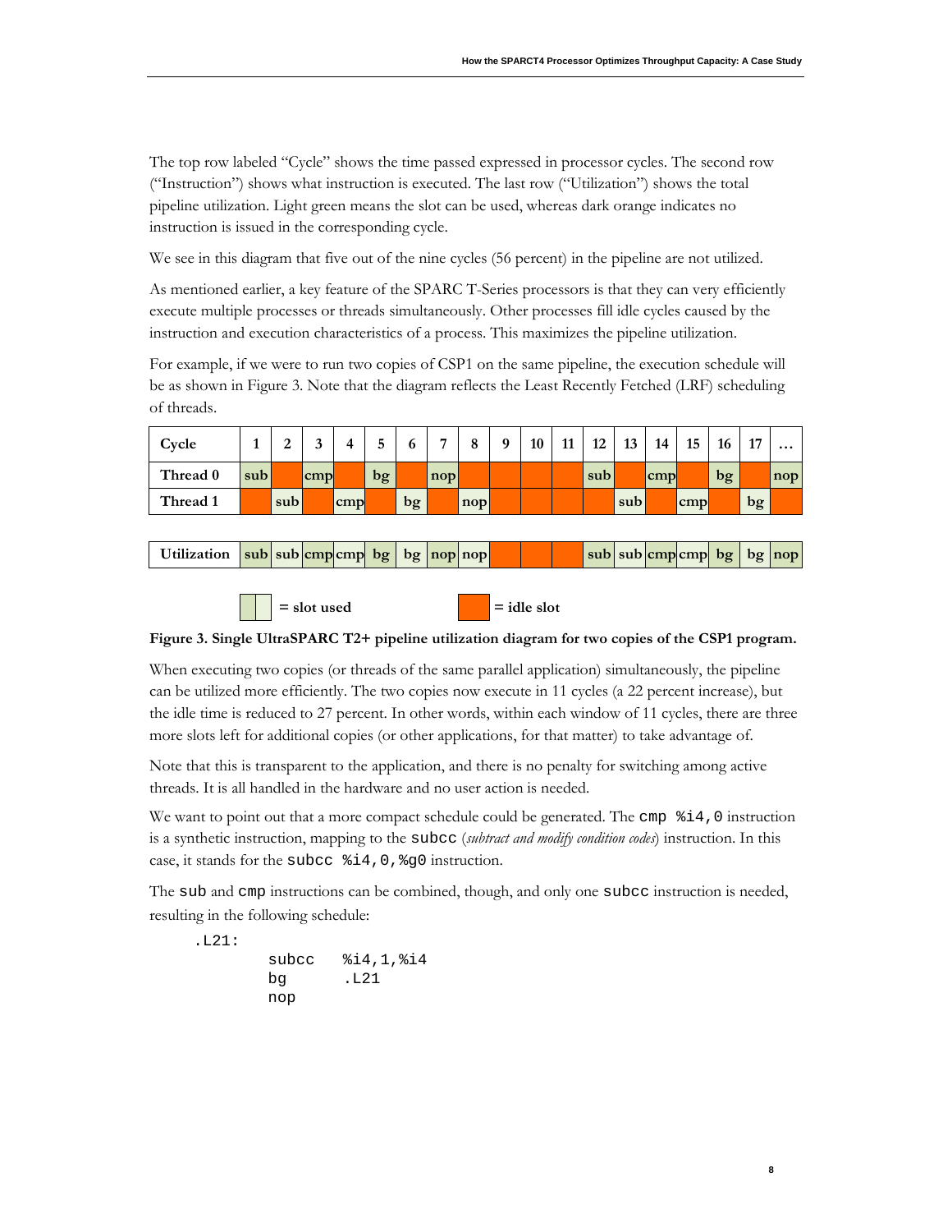The top row labeled "Cycle" shows the time passed expressed in processor cycles. The second row ("Instruction") shows what instruction is executed. The last row ("Utilization") shows the total pipeline utilization. Light green means the slot can be used, whereas dark orange indicates no instruction is issued in the corresponding cycle.

We see in this diagram that five out of the nine cycles (56 percent) in the pipeline are not utilized.

As mentioned earlier, a key feature of the SPARC T-Series processors is that they can very efficiently execute multiple processes or threads simultaneously. Other processes fill idle cycles caused by the instruction and execution characteristics of a process. This maximizes the pipeline utilization.

For example, if we were to run two copies of CSP1 on the same pipeline, the execution schedule will be as shown in Figure 3. Note that the diagram reflects the Least Recently Fetched (LRF) scheduling of threads.

| Cycle | 1 | 2 | 3 | 4 | 5 | 6 | 7 | 8 | 9 | 10 | 11 | 12 | 13 | 14 | 15 | 16 | 17 | … |
|---|---|---|---|---|---|---|---|---|---|---|---|---|---|---|---|---|---|---|
| Thread 0 | sub | | cmp | | bg | | nop | | | | | sub | | cmp | | bg | | nop |
| Thread 1 | | sub | | cmp | | bg | | nop | | | | | sub | | cmp | | bg | |

| Utilization | sub | sub | cmp | cmp | bg | bg | nop | nop | | | | sub | sub | cmp | cmp | bg | bg | nop |
|---|---|---|---|---|---|---|---|---|---|---|---|---|---|---|---|---|---|---|

= slot used    = idle slot

**Figure 3. Single UltraSPARC T2+ pipeline utilization diagram for two copies of the CSP1 program.**

When executing two copies (or threads of the same parallel application) simultaneously, the pipeline can be utilized more efficiently. The two copies now execute in 11 cycles (a 22 percent increase), but the idle time is reduced to 27 percent. In other words, within each window of 11 cycles, there are three more slots left for additional copies (or other applications, for that matter) to take advantage of.

Note that this is transparent to the application, and there is no penalty for switching among active threads. It is all handled in the hardware and no user action is needed.

We want to point out that a more compact schedule could be generated. The `cmp %i4,0` instruction is a synthetic instruction, mapping to the `subcc` (*subtract and modify condition codes*) instruction. In this case, it stands for the `subcc %i4,0,%g0` instruction.

The `sub` and `cmp` instructions can be combined, though, and only one `subcc` instruction is needed, resulting in the following schedule:

```
.L21:
        subcc    %i4,1,%i4
        bg       .L21
        nop
```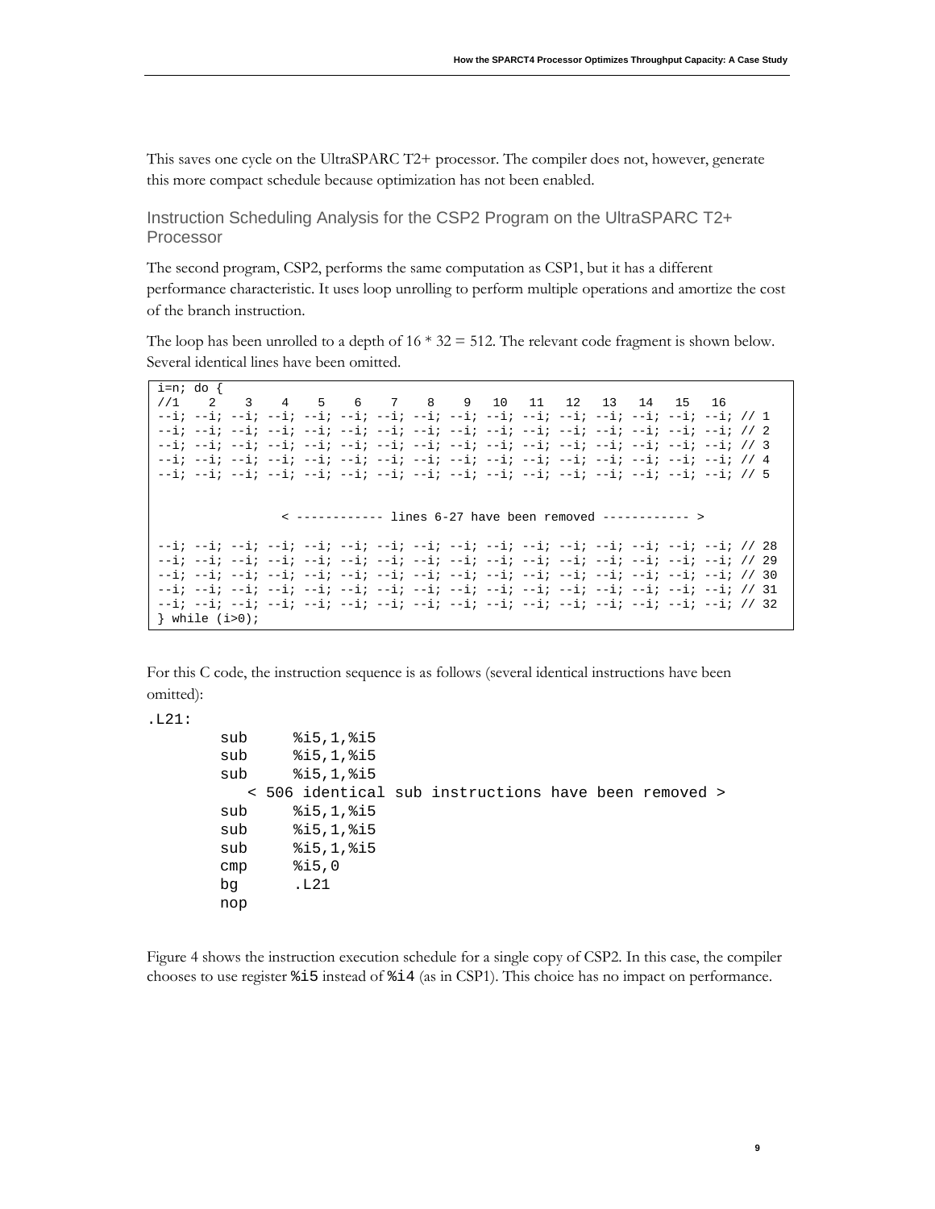This saves one cycle on the UltraSPARC T2+ processor. The compiler does not, however, generate this more compact schedule because optimization has not been enabled.

### Instruction Scheduling Analysis for the CSP2 Program on the UltraSPARC T2+ Processor

The second program, CSP2, performs the same computation as CSP1, but it has a different performance characteristic. It uses loop unrolling to perform multiple operations and amortize the cost of the branch instruction.

The loop has been unrolled to a depth of 16 * 32 = 512. The relevant code fragment is shown below. Several identical lines have been omitted.

```
i=n; do {
//1    2    3    4    5    6    7    8    9   10   11   12   13   14   15   16
--i; --i; --i; --i; --i; --i; --i; --i; --i; --i; --i; --i; --i; --i; --i; --i; // 1
--i; --i; --i; --i; --i; --i; --i; --i; --i; --i; --i; --i; --i; --i; --i; --i; // 2
--i; --i; --i; --i; --i; --i; --i; --i; --i; --i; --i; --i; --i; --i; --i; --i; // 3
--i; --i; --i; --i; --i; --i; --i; --i; --i; --i; --i; --i; --i; --i; --i; --i; // 4
--i; --i; --i; --i; --i; --i; --i; --i; --i; --i; --i; --i; --i; --i; --i; --i; // 5


                  < ------------ lines 6-27 have been removed ------------ >

--i; --i; --i; --i; --i; --i; --i; --i; --i; --i; --i; --i; --i; --i; --i; --i; // 28
--i; --i; --i; --i; --i; --i; --i; --i; --i; --i; --i; --i; --i; --i; --i; --i; // 29
--i; --i; --i; --i; --i; --i; --i; --i; --i; --i; --i; --i; --i; --i; --i; --i; // 30
--i; --i; --i; --i; --i; --i; --i; --i; --i; --i; --i; --i; --i; --i; --i; --i; // 31
--i; --i; --i; --i; --i; --i; --i; --i; --i; --i; --i; --i; --i; --i; --i; --i; // 32
} while (i>0);
```

For this C code, the instruction sequence is as follows (several identical instructions have been omitted):

```
.L21:
        sub     %i5,1,%i5
        sub     %i5,1,%i5
        sub     %i5,1,%i5
           < 506 identical sub instructions have been removed >
        sub     %i5,1,%i5
        sub     %i5,1,%i5
        sub     %i5,1,%i5
        cmp     %i5,0
        bg      .L21
        nop
```

Figure 4 shows the instruction execution schedule for a single copy of CSP2. In this case, the compiler chooses to use register `%i5` instead of `%i4` (as in CSP1). This choice has no impact on performance.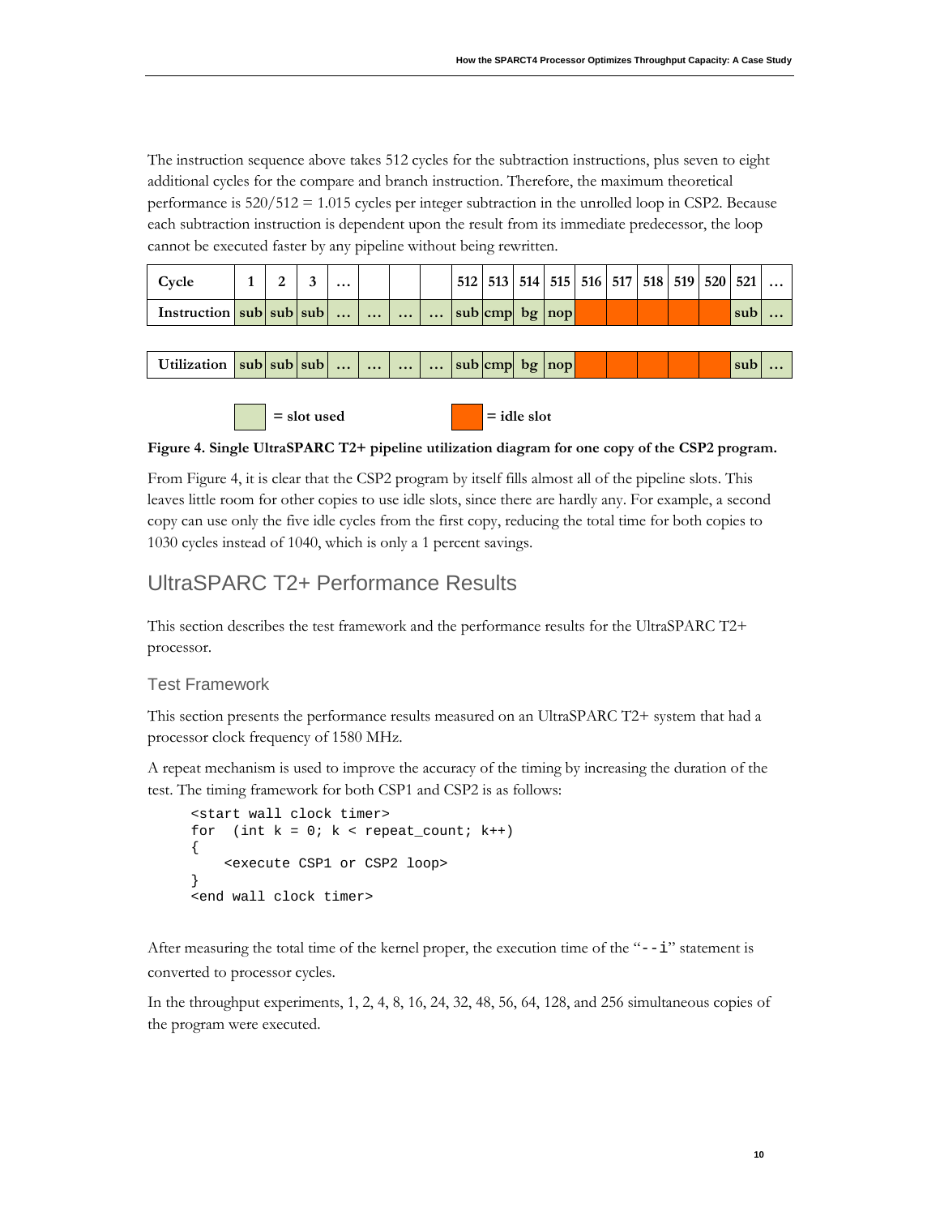The instruction sequence above takes 512 cycles for the subtraction instructions, plus seven to eight additional cycles for the compare and branch instruction. Therefore, the maximum theoretical performance is 520/512 = 1.015 cycles per integer subtraction in the unrolled loop in CSP2. Because each subtraction instruction is dependent upon the result from its immediate predecessor, the loop cannot be executed faster by any pipeline without being rewritten.

| Cycle | 1 | 2 | 3 | … | | | | 512 | 513 | 514 | 515 | 516 | 517 | 518 | 519 | 520 | 521 | … |
|---|---|---|---|---|---|---|---|---|---|---|---|---|---|---|---|---|---|---|
| Instruction | sub | sub | sub | … | … | … | … | sub | cmp | bg | nop | | | | | | sub | … |

| Utilization | sub | sub | sub | … | … | … | … | sub | cmp | bg | nop | | | | | | sub | … |
|---|---|---|---|---|---|---|---|---|---|---|---|---|---|---|---|---|---|---|

= slot used      = idle slot

**Figure 4. Single UltraSPARC T2+ pipeline utilization diagram for one copy of the CSP2 program.**

From Figure 4, it is clear that the CSP2 program by itself fills almost all of the pipeline slots. This leaves little room for other copies to use idle slots, since there are hardly any. For example, a second copy can use only the five idle cycles from the first copy, reducing the total time for both copies to 1030 cycles instead of 1040, which is only a 1 percent savings.

## UltraSPARC T2+ Performance Results

This section describes the test framework and the performance results for the UltraSPARC T2+ processor.

### Test Framework

This section presents the performance results measured on an UltraSPARC T2+ system that had a processor clock frequency of 1580 MHz.

A repeat mechanism is used to improve the accuracy of the timing by increasing the duration of the test. The timing framework for both CSP1 and CSP2 is as follows:

```
<start wall clock timer>
for  (int k = 0; k < repeat_count; k++)
{
    <execute CSP1 or CSP2 loop>
}
<end wall clock timer>
```

After measuring the total time of the kernel proper, the execution time of the "`--i`" statement is converted to processor cycles.

In the throughput experiments, 1, 2, 4, 8, 16, 24, 32, 48, 56, 64, 128, and 256 simultaneous copies of the program were executed.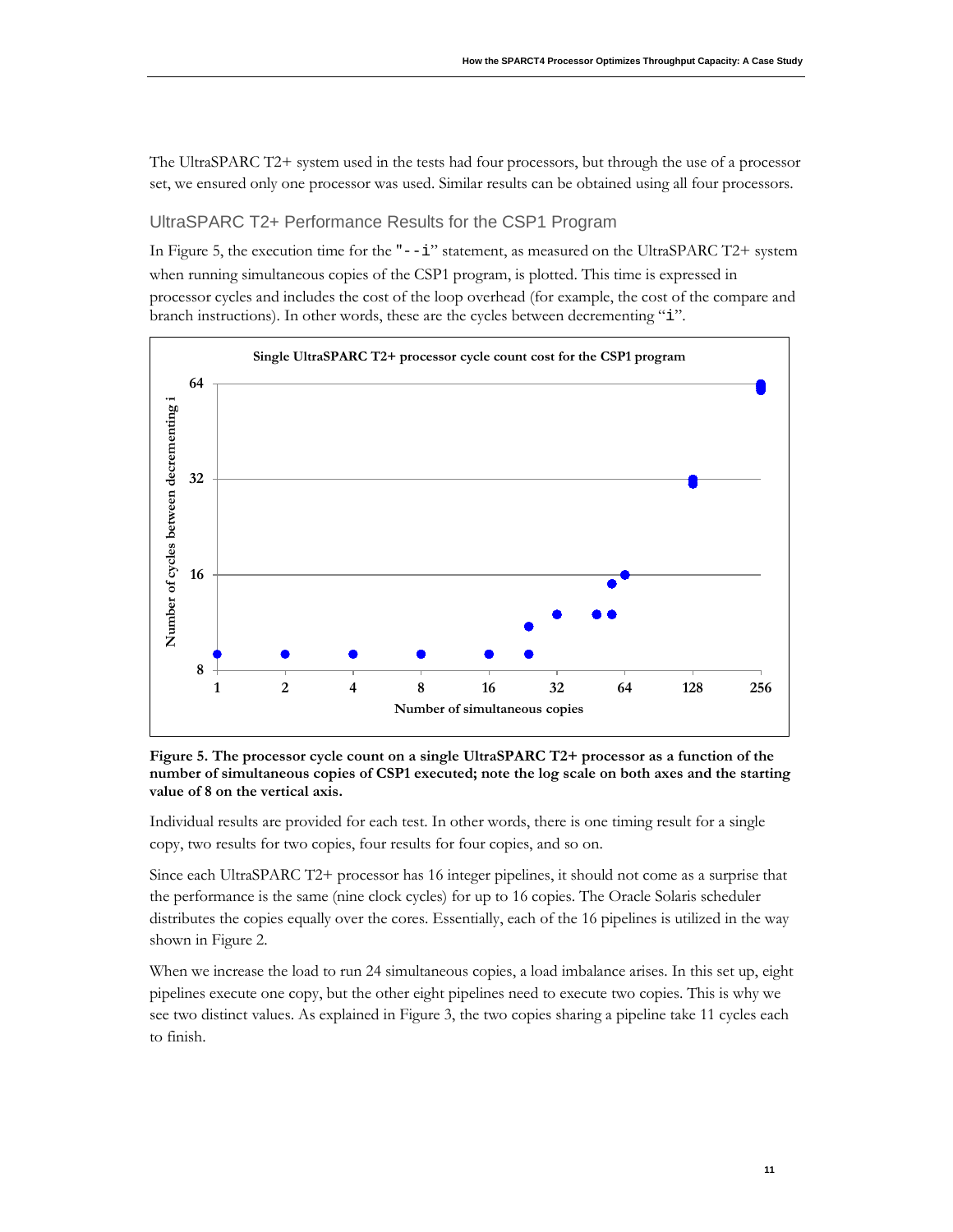The UltraSPARC T2+ system used in the tests had four processors, but through the use of a processor set, we ensured only one processor was used. Similar results can be obtained using all four processors.

### UltraSPARC T2+ Performance Results for the CSP1 Program

In Figure 5, the execution time for the "`--i`" statement, as measured on the UltraSPARC T2+ system when running simultaneous copies of the CSP1 program, is plotted. This time is expressed in processor cycles and includes the cost of the loop overhead (for example, the cost of the compare and branch instructions). In other words, these are the cycles between decrementing "`i`".

**Figure 5. The processor cycle count on a single UltraSPARC T2+ processor as a function of the number of simultaneous copies of CSP1 executed; note the log scale on both axes and the starting value of 8 on the vertical axis.**

Individual results are provided for each test. In other words, there is one timing result for a single copy, two results for two copies, four results for four copies, and so on.

Since each UltraSPARC T2+ processor has 16 integer pipelines, it should not come as a surprise that the performance is the same (nine clock cycles) for up to 16 copies. The Oracle Solaris scheduler distributes the copies equally over the cores. Essentially, each of the 16 pipelines is utilized in the way shown in Figure 2.

When we increase the load to run 24 simultaneous copies, a load imbalance arises. In this set up, eight pipelines execute one copy, but the other eight pipelines need to execute two copies. This is why we see two distinct values. As explained in Figure 3, the two copies sharing a pipeline take 11 cycles each to finish.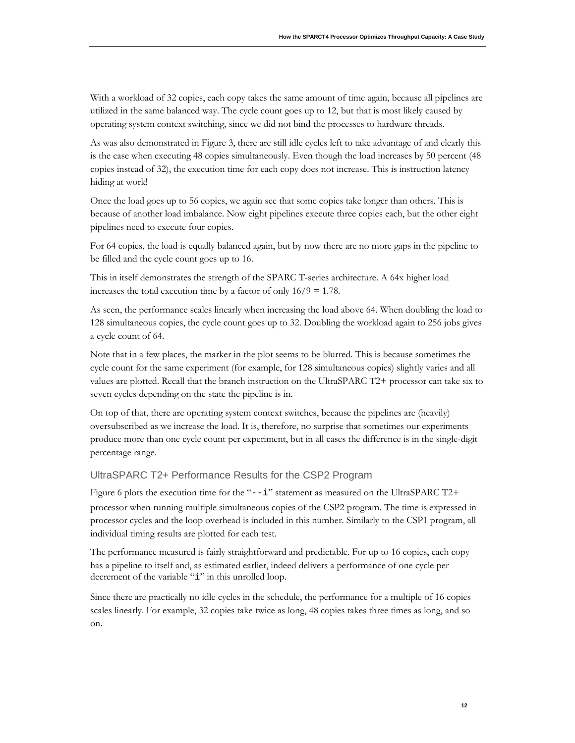With a workload of 32 copies, each copy takes the same amount of time again, because all pipelines are utilized in the same balanced way. The cycle count goes up to 12, but that is most likely caused by operating system context switching, since we did not bind the processes to hardware threads.

As was also demonstrated in Figure 3, there are still idle cycles left to take advantage of and clearly this is the case when executing 48 copies simultaneously. Even though the load increases by 50 percent (48 copies instead of 32), the execution time for each copy does not increase. This is instruction latency hiding at work!

Once the load goes up to 56 copies, we again see that some copies take longer than others. This is because of another load imbalance. Now eight pipelines execute three copies each, but the other eight pipelines need to execute four copies.

For 64 copies, the load is equally balanced again, but by now there are no more gaps in the pipeline to be filled and the cycle count goes up to 16.

This in itself demonstrates the strength of the SPARC T-series architecture. A 64x higher load increases the total execution time by a factor of only $16/9 = 1.78$.

As seen, the performance scales linearly when increasing the load above 64. When doubling the load to 128 simultaneous copies, the cycle count goes up to 32. Doubling the workload again to 256 jobs gives a cycle count of 64.

Note that in a few places, the marker in the plot seems to be blurred. This is because sometimes the cycle count for the same experiment (for example, for 128 simultaneous copies) slightly varies and all values are plotted. Recall that the branch instruction on the UltraSPARC T2+ processor can take six to seven cycles depending on the state the pipeline is in.

On top of that, there are operating system context switches, because the pipelines are (heavily) oversubscribed as we increase the load. It is, therefore, no surprise that sometimes our experiments produce more than one cycle count per experiment, but in all cases the difference is in the single-digit percentage range.

## UltraSPARC T2+ Performance Results for the CSP2 Program

Figure 6 plots the execution time for the "`--i`" statement as measured on the UltraSPARC T2+ processor when running multiple simultaneous copies of the CSP2 program. The time is expressed in processor cycles and the loop overhead is included in this number. Similarly to the CSP1 program, all individual timing results are plotted for each test.

The performance measured is fairly straightforward and predictable. For up to 16 copies, each copy has a pipeline to itself and, as estimated earlier, indeed delivers a performance of one cycle per decrement of the variable "`i`" in this unrolled loop.

Since there are practically no idle cycles in the schedule, the performance for a multiple of 16 copies scales linearly. For example, 32 copies take twice as long, 48 copies takes three times as long, and so on.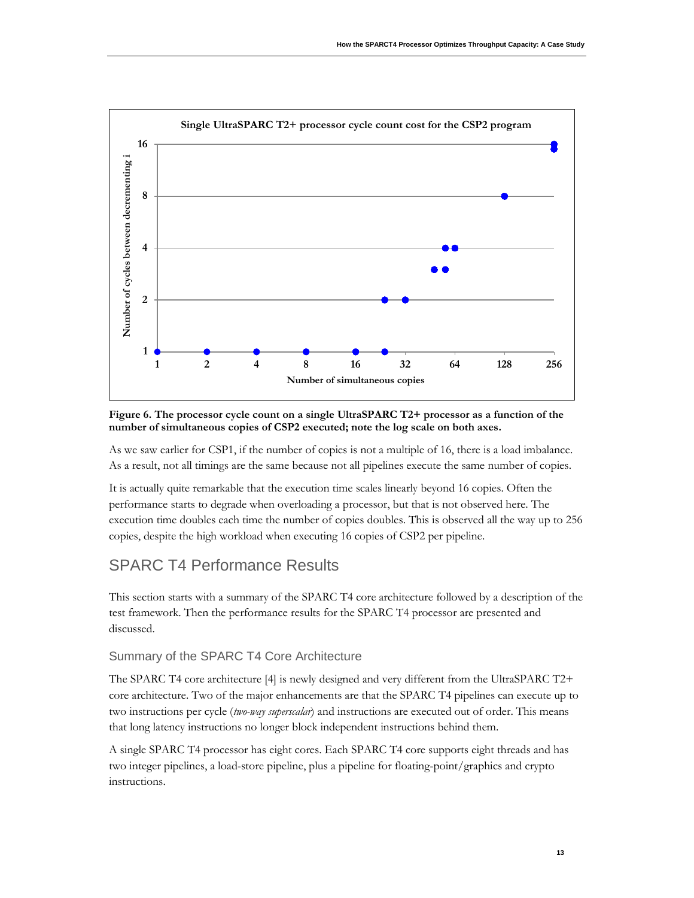**Figure 6. The processor cycle count on a single UltraSPARC T2+ processor as a function of the number of simultaneous copies of CSP2 executed; note the log scale on both axes.**

As we saw earlier for CSP1, if the number of copies is not a multiple of 16, there is a load imbalance. As a result, not all timings are the same because not all pipelines execute the same number of copies.

It is actually quite remarkable that the execution time scales linearly beyond 16 copies. Often the performance starts to degrade when overloading a processor, but that is not observed here. The execution time doubles each time the number of copies doubles. This is observed all the way up to 256 copies, despite the high workload when executing 16 copies of CSP2 per pipeline.

## SPARC T4 Performance Results

This section starts with a summary of the SPARC T4 core architecture followed by a description of the test framework. Then the performance results for the SPARC T4 processor are presented and discussed.

### Summary of the SPARC T4 Core Architecture

The SPARC T4 core architecture [4] is newly designed and very different from the UltraSPARC T2+ core architecture. Two of the major enhancements are that the SPARC T4 pipelines can execute up to two instructions per cycle (*two-way superscalar*) and instructions are executed out of order. This means that long latency instructions no longer block independent instructions behind them.

A single SPARC T4 processor has eight cores. Each SPARC T4 core supports eight threads and has two integer pipelines, a load-store pipeline, plus a pipeline for floating-point/graphics and crypto instructions.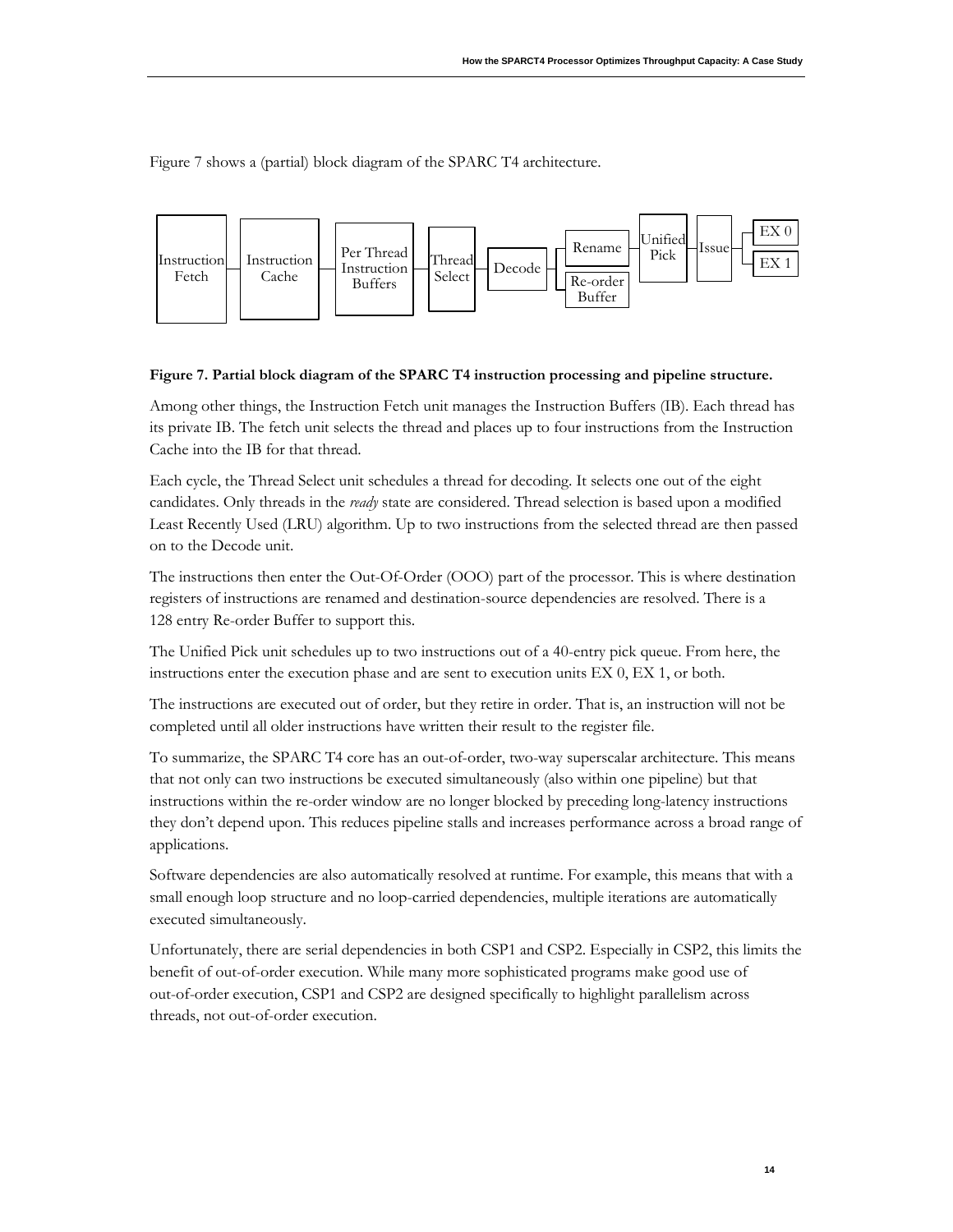Figure 7 shows a (partial) block diagram of the SPARC T4 architecture.

**Figure 7. Partial block diagram of the SPARC T4 instruction processing and pipeline structure.**

Among other things, the Instruction Fetch unit manages the Instruction Buffers (IB). Each thread has its private IB. The fetch unit selects the thread and places up to four instructions from the Instruction Cache into the IB for that thread.

Each cycle, the Thread Select unit schedules a thread for decoding. It selects one out of the eight candidates. Only threads in the *ready* state are considered. Thread selection is based upon a modified Least Recently Used (LRU) algorithm. Up to two instructions from the selected thread are then passed on to the Decode unit.

The instructions then enter the Out-Of-Order (OOO) part of the processor. This is where destination registers of instructions are renamed and destination-source dependencies are resolved. There is a 128 entry Re-order Buffer to support this.

The Unified Pick unit schedules up to two instructions out of a 40-entry pick queue. From here, the instructions enter the execution phase and are sent to execution units EX 0, EX 1, or both.

The instructions are executed out of order, but they retire in order. That is, an instruction will not be completed until all older instructions have written their result to the register file.

To summarize, the SPARC T4 core has an out-of-order, two-way superscalar architecture. This means that not only can two instructions be executed simultaneously (also within one pipeline) but that instructions within the re-order window are no longer blocked by preceding long-latency instructions they don't depend upon. This reduces pipeline stalls and increases performance across a broad range of applications.

Software dependencies are also automatically resolved at runtime. For example, this means that with a small enough loop structure and no loop-carried dependencies, multiple iterations are automatically executed simultaneously.

Unfortunately, there are serial dependencies in both CSP1 and CSP2. Especially in CSP2, this limits the benefit of out-of-order execution. While many more sophisticated programs make good use of out-of-order execution, CSP1 and CSP2 are designed specifically to highlight parallelism across threads, not out-of-order execution.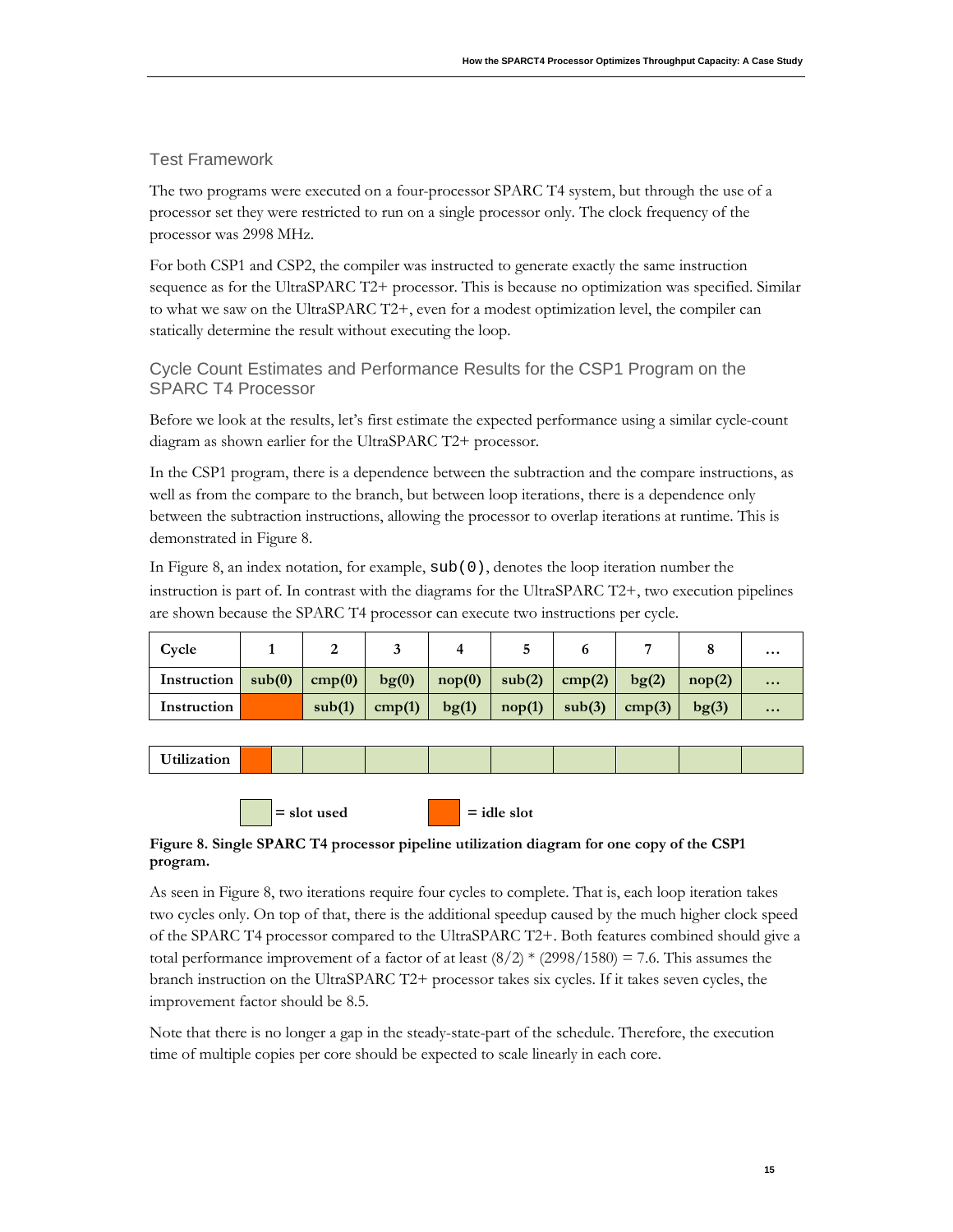## Test Framework

The two programs were executed on a four-processor SPARC T4 system, but through the use of a processor set they were restricted to run on a single processor only. The clock frequency of the processor was 2998 MHz.

For both CSP1 and CSP2, the compiler was instructed to generate exactly the same instruction sequence as for the UltraSPARC T2+ processor. This is because no optimization was specified. Similar to what we saw on the UltraSPARC T2+, even for a modest optimization level, the compiler can statically determine the result without executing the loop.

## Cycle Count Estimates and Performance Results for the CSP1 Program on the SPARC T4 Processor

Before we look at the results, let's first estimate the expected performance using a similar cycle-count diagram as shown earlier for the UltraSPARC T2+ processor.

In the CSP1 program, there is a dependence between the subtraction and the compare instructions, as well as from the compare to the branch, but between loop iterations, there is a dependence only between the subtraction instructions, allowing the processor to overlap iterations at runtime. This is demonstrated in Figure 8.

In Figure 8, an index notation, for example, `sub(0)`, denotes the loop iteration number the instruction is part of. In contrast with the diagrams for the UltraSPARC T2+, two execution pipelines are shown because the SPARC T4 processor can execute two instructions per cycle.

| **Cycle** | **1** | **2** | **3** | **4** | **5** | **6** | **7** | **8** | **…** |
|---|---|---|---|---|---|---|---|---|---|
| **Instruction** | **sub(0)** | **cmp(0)** | **bg(0)** | **nop(0)** | **sub(2)** | **cmp(2)** | **bg(2)** | **nop(2)** | **…** |
| **Instruction** | (idle) | **sub(1)** | **cmp(1)** | **bg(1)** | **nop(1)** | **sub(3)** | **cmp(3)** | **bg(3)** | **…** |

| **Utilization** | idle | used | used | used | used | used | used | used | used | used |
|---|---|---|---|---|---|---|---|---|---|---|

= slot used    = idle slot

**Figure 8. Single SPARC T4 processor pipeline utilization diagram for one copy of the CSP1 program.**

As seen in Figure 8, two iterations require four cycles to complete. That is, each loop iteration takes two cycles only. On top of that, there is the additional speedup caused by the much higher clock speed of the SPARC T4 processor compared to the UltraSPARC T2+. Both features combined should give a total performance improvement of a factor of at least $(8/2) * (2998/1580) = 7.6$. This assumes the branch instruction on the UltraSPARC T2+ processor takes six cycles. If it takes seven cycles, the improvement factor should be 8.5.

Note that there is no longer a gap in the steady-state-part of the schedule. Therefore, the execution time of multiple copies per core should be expected to scale linearly in each core.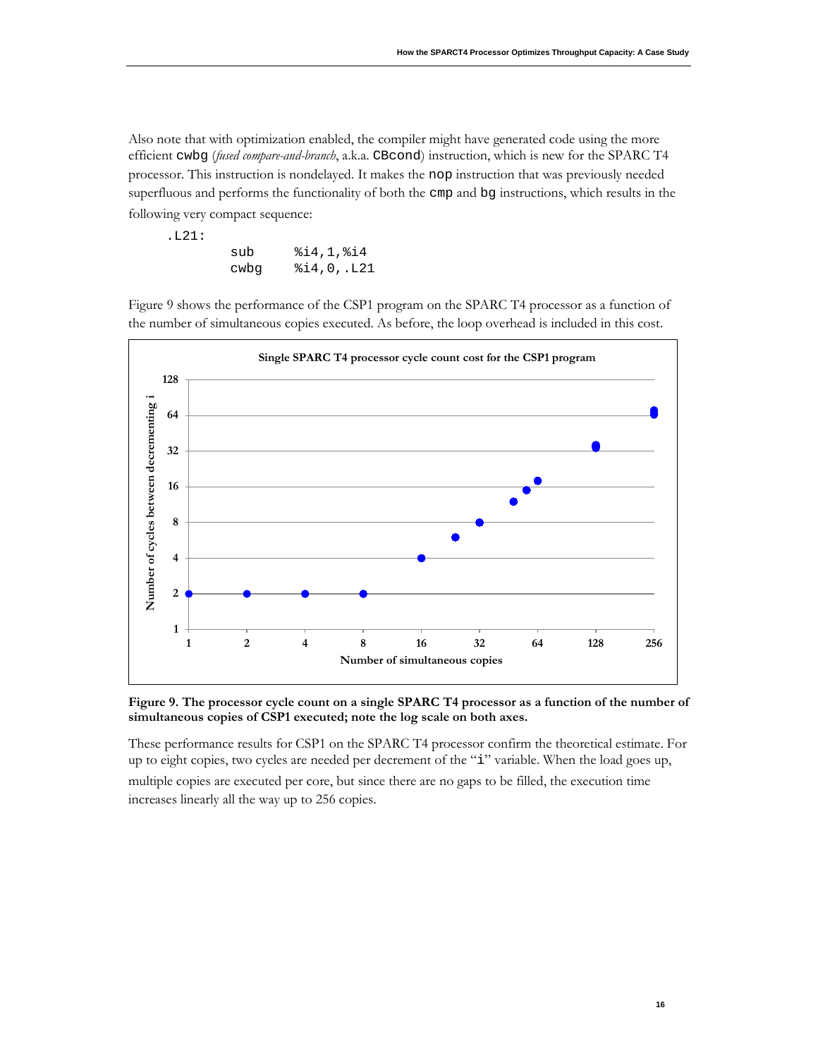Also note that with optimization enabled, the compiler might have generated code using the more efficient `cwbg` (*fused compare-and-branch*, a.k.a. `CBcond`) instruction, which is new for the SPARC T4 processor. This instruction is nondelayed. It makes the `nop` instruction that was previously needed superfluous and performs the functionality of both the `cmp` and `bg` instructions, which results in the following very compact sequence:

```
.L21:
        sub     %i4,1,%i4
        cwbg    %i4,0,.L21
```

Figure 9 shows the performance of the CSP1 program on the SPARC T4 processor as a function of the number of simultaneous copies executed. As before, the loop overhead is included in this cost.

**Figure 9. The processor cycle count on a single SPARC T4 processor as a function of the number of simultaneous copies of CSP1 executed; note the log scale on both axes.**

These performance results for CSP1 on the SPARC T4 processor confirm the theoretical estimate. For up to eight copies, two cycles are needed per decrement of the "`i`" variable. When the load goes up, multiple copies are executed per core, but since there are no gaps to be filled, the execution time increases linearly all the way up to 256 copies.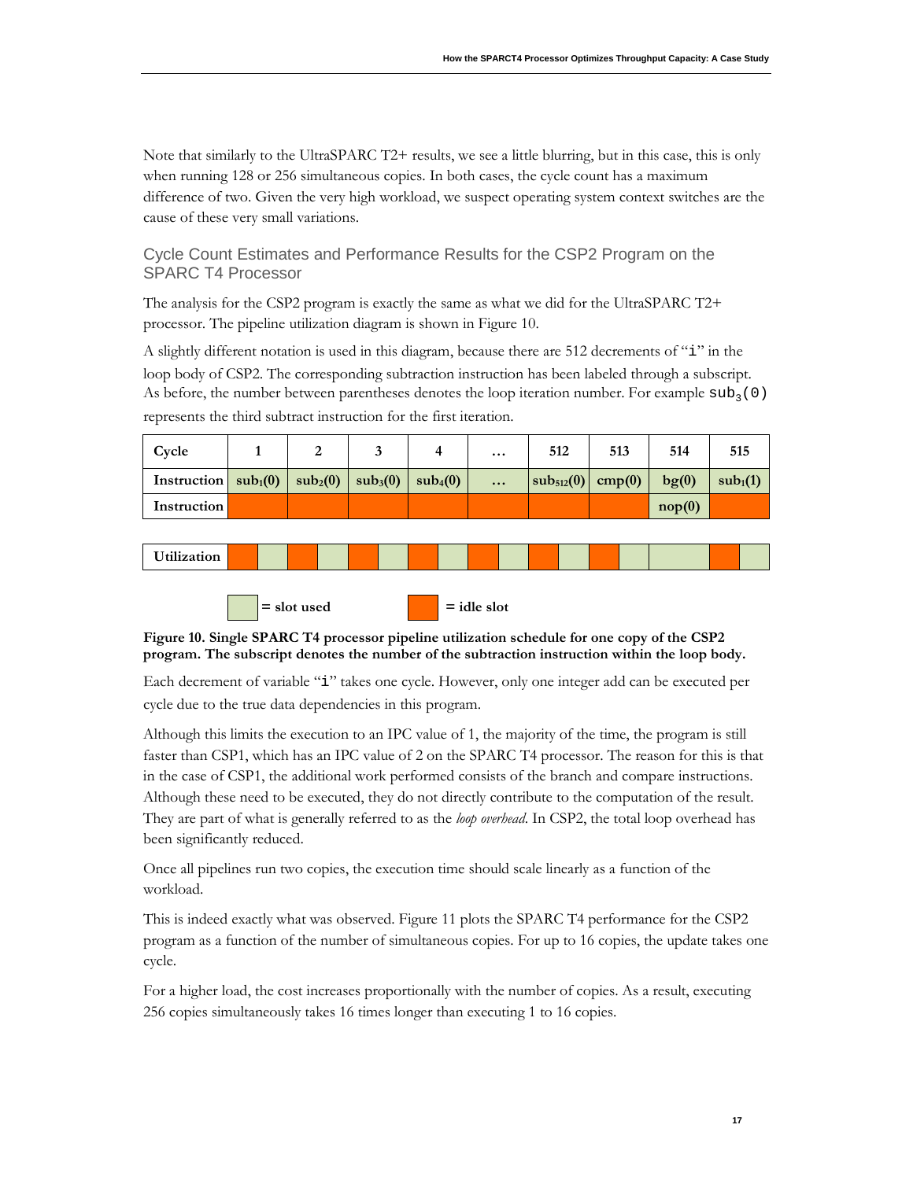Note that similarly to the UltraSPARC T2+ results, we see a little blurring, but in this case, this is only when running 128 or 256 simultaneous copies. In both cases, the cycle count has a maximum difference of two. Given the very high workload, we suspect operating system context switches are the cause of these very small variations.

## Cycle Count Estimates and Performance Results for the CSP2 Program on the SPARC T4 Processor

The analysis for the CSP2 program is exactly the same as what we did for the UltraSPARC T2+ processor. The pipeline utilization diagram is shown in Figure 10.

A slightly different notation is used in this diagram, because there are 512 decrements of "`i`" in the loop body of CSP2. The corresponding subtraction instruction has been labeled through a subscript. As before, the number between parentheses denotes the loop iteration number. For example $sub_3(0)$ represents the third subtract instruction for the first iteration.

| Cycle | 1 | 2 | 3 | 4 | … | 512 | 513 | 514 | 515 |
|---|---|---|---|---|---|---|---|---|---|
| Instruction | $sub_1(0)$ | $sub_2(0)$ | $sub_3(0)$ | $sub_4(0)$ | … | $sub_{512}(0)$ | cmp(0) | bg(0) | $sub_1(1)$ |
| Instruction | | | | | | | | nop(0) | |

| Utilization | | | | | | | | | | | | | | | | | |
|---|---|---|---|---|---|---|---|---|---|---|---|---|---|---|---|---|---|

= slot used        = idle slot

**Figure 10. Single SPARC T4 processor pipeline utilization schedule for one copy of the CSP2 program. The subscript denotes the number of the subtraction instruction within the loop body.**

Each decrement of variable "`i`" takes one cycle. However, only one integer add can be executed per cycle due to the true data dependencies in this program.

Although this limits the execution to an IPC value of 1, the majority of the time, the program is still faster than CSP1, which has an IPC value of 2 on the SPARC T4 processor. The reason for this is that in the case of CSP1, the additional work performed consists of the branch and compare instructions. Although these need to be executed, they do not directly contribute to the computation of the result. They are part of what is generally referred to as the *loop overhead*. In CSP2, the total loop overhead has been significantly reduced.

Once all pipelines run two copies, the execution time should scale linearly as a function of the workload.

This is indeed exactly what was observed. Figure 11 plots the SPARC T4 performance for the CSP2 program as a function of the number of simultaneous copies. For up to 16 copies, the update takes one cycle.

For a higher load, the cost increases proportionally with the number of copies. As a result, executing 256 copies simultaneously takes 16 times longer than executing 1 to 16 copies.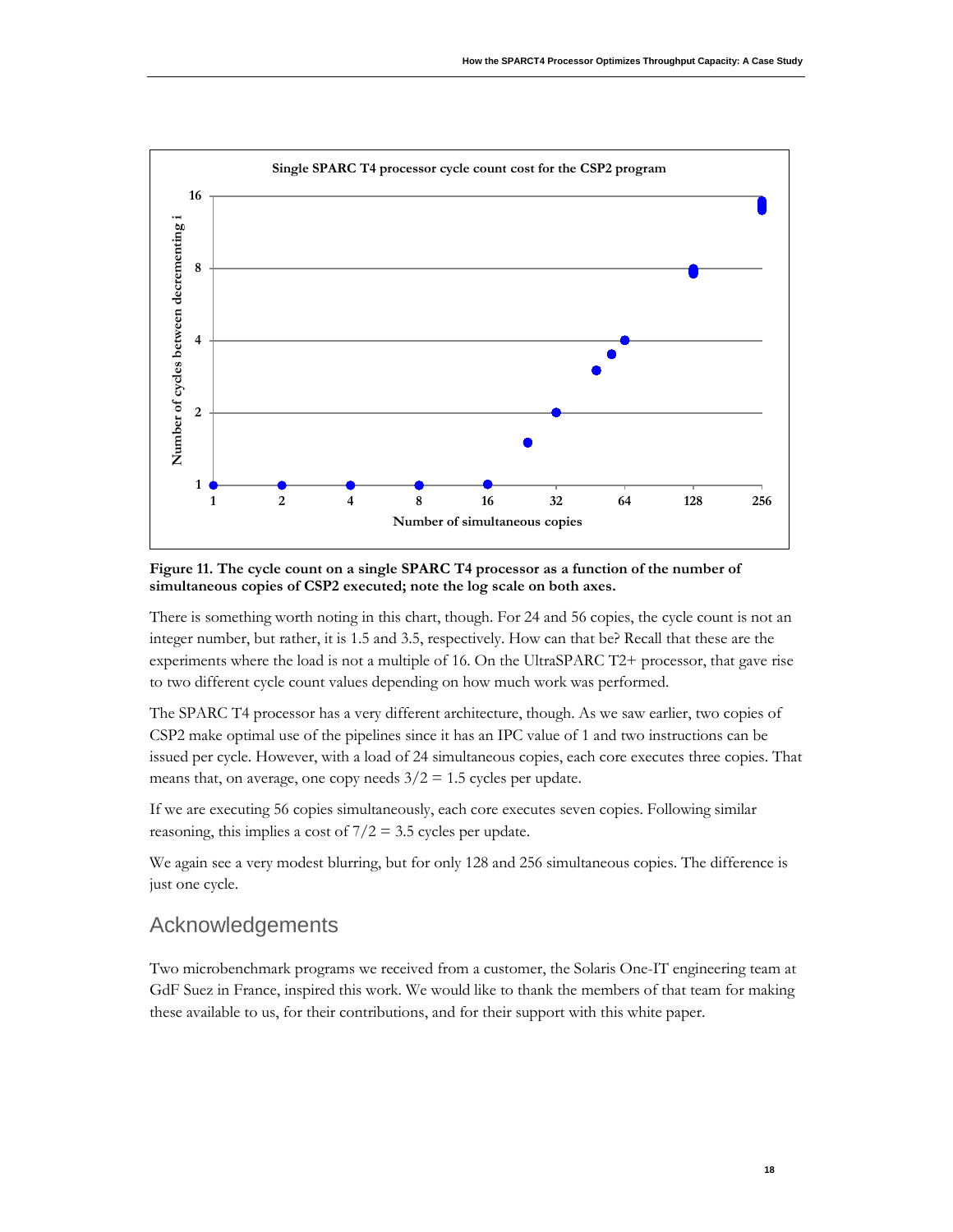**Figure 11. The cycle count on a single SPARC T4 processor as a function of the number of simultaneous copies of CSP2 executed; note the log scale on both axes.**

There is something worth noting in this chart, though. For 24 and 56 copies, the cycle count is not an integer number, but rather, it is 1.5 and 3.5, respectively. How can that be? Recall that these are the experiments where the load is not a multiple of 16. On the UltraSPARC T2+ processor, that gave rise to two different cycle count values depending on how much work was performed.

The SPARC T4 processor has a very different architecture, though. As we saw earlier, two copies of CSP2 make optimal use of the pipelines since it has an IPC value of 1 and two instructions can be issued per cycle. However, with a load of 24 simultaneous copies, each core executes three copies. That means that, on average, one copy needs $3/2 = 1.5$ cycles per update.

If we are executing 56 copies simultaneously, each core executes seven copies. Following similar reasoning, this implies a cost of $7/2 = 3.5$ cycles per update.

We again see a very modest blurring, but for only 128 and 256 simultaneous copies. The difference is just one cycle.

## Acknowledgements

Two microbenchmark programs we received from a customer, the Solaris One-IT engineering team at GdF Suez in France, inspired this work. We would like to thank the members of that team for making these available to us, for their contributions, and for their support with this white paper.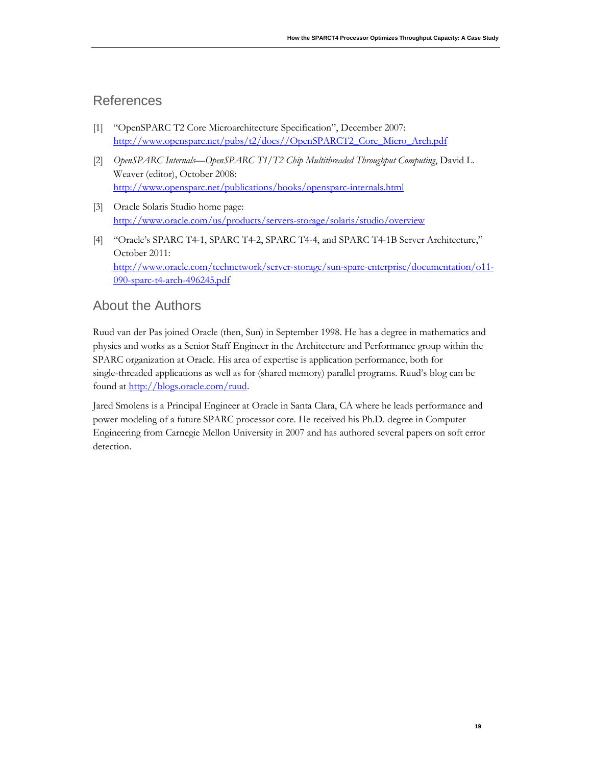## References

[1] "OpenSPARC T2 Core Microarchitecture Specification", December 2007: http://www.opensparc.net/pubs/t2/docs//OpenSPARCT2_Core_Micro_Arch.pdf

[2] *OpenSPARC Internals—OpenSPARC T1/T2 Chip Multithreaded Throughput Computing*, David L. Weaver (editor), October 2008: http://www.opensparc.net/publications/books/opensparc-internals.html

[3] Oracle Solaris Studio home page: http://www.oracle.com/us/products/servers-storage/solaris/studio/overview

[4] "Oracle's SPARC T4-1, SPARC T4-2, SPARC T4-4, and SPARC T4-1B Server Architecture," October 2011: http://www.oracle.com/technetwork/server-storage/sun-sparc-enterprise/documentation/o11-090-sparc-t4-arch-496245.pdf

## About the Authors

Ruud van der Pas joined Oracle (then, Sun) in September 1998. He has a degree in mathematics and physics and works as a Senior Staff Engineer in the Architecture and Performance group within the SPARC organization at Oracle. His area of expertise is application performance, both for single-threaded applications as well as for (shared memory) parallel programs. Ruud's blog can be found at http://blogs.oracle.com/ruud.

Jared Smolens is a Principal Engineer at Oracle in Santa Clara, CA where he leads performance and power modeling of a future SPARC processor core. He received his Ph.D. degree in Computer Engineering from Carnegie Mellon University in 2007 and has authored several papers on soft error detection.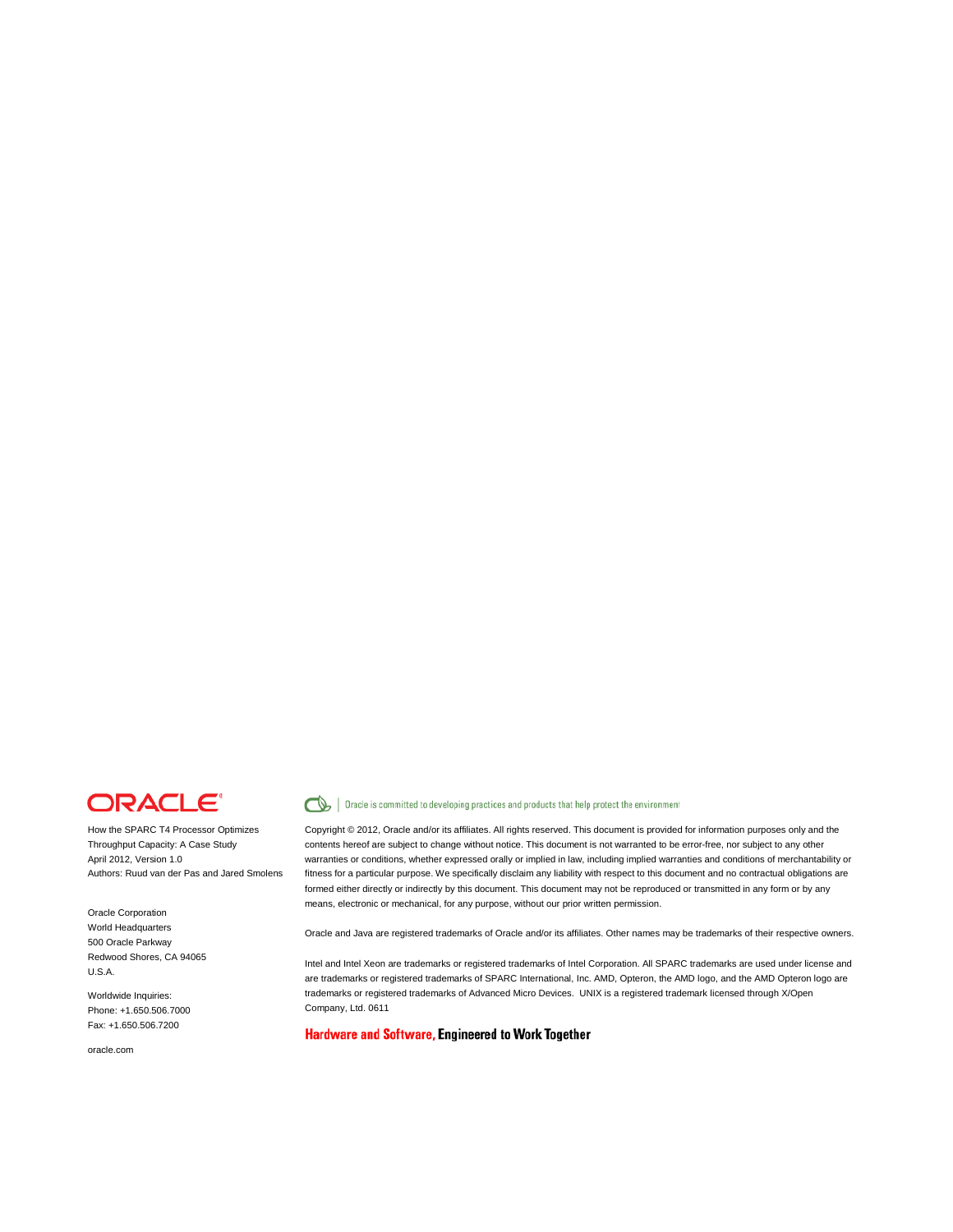ORACLE

How the SPARC T4 Processor Optimizes Throughput Capacity: A Case Study
April 2012, Version 1.0
Authors: Ruud van der Pas and Jared Smolens

Oracle Corporation
World Headquarters
500 Oracle Parkway
Redwood Shores, CA 94065
U.S.A.

Worldwide Inquiries:
Phone: +1.650.506.7000
Fax: +1.650.506.7200

oracle.com

Oracle is committed to developing practices and products that help protect the environment

Copyright © 2012, Oracle and/or its affiliates. All rights reserved. This document is provided for information purposes only and the contents hereof are subject to change without notice. This document is not warranted to be error-free, nor subject to any other warranties or conditions, whether expressed orally or implied in law, including implied warranties and conditions of merchantability or fitness for a particular purpose. We specifically disclaim any liability with respect to this document and no contractual obligations are formed either directly or indirectly by this document. This document may not be reproduced or transmitted in any form or by any means, electronic or mechanical, for any purpose, without our prior written permission.

Oracle and Java are registered trademarks of Oracle and/or its affiliates. Other names may be trademarks of their respective owners.

Intel and Intel Xeon are trademarks or registered trademarks of Intel Corporation. All SPARC trademarks are used under license and are trademarks or registered trademarks of SPARC International, Inc. AMD, Opteron, the AMD logo, and the AMD Opteron logo are trademarks or registered trademarks of Advanced Micro Devices. UNIX is a registered trademark licensed through X/Open Company, Ltd. 0611

**Hardware and Software, Engineered to Work Together**